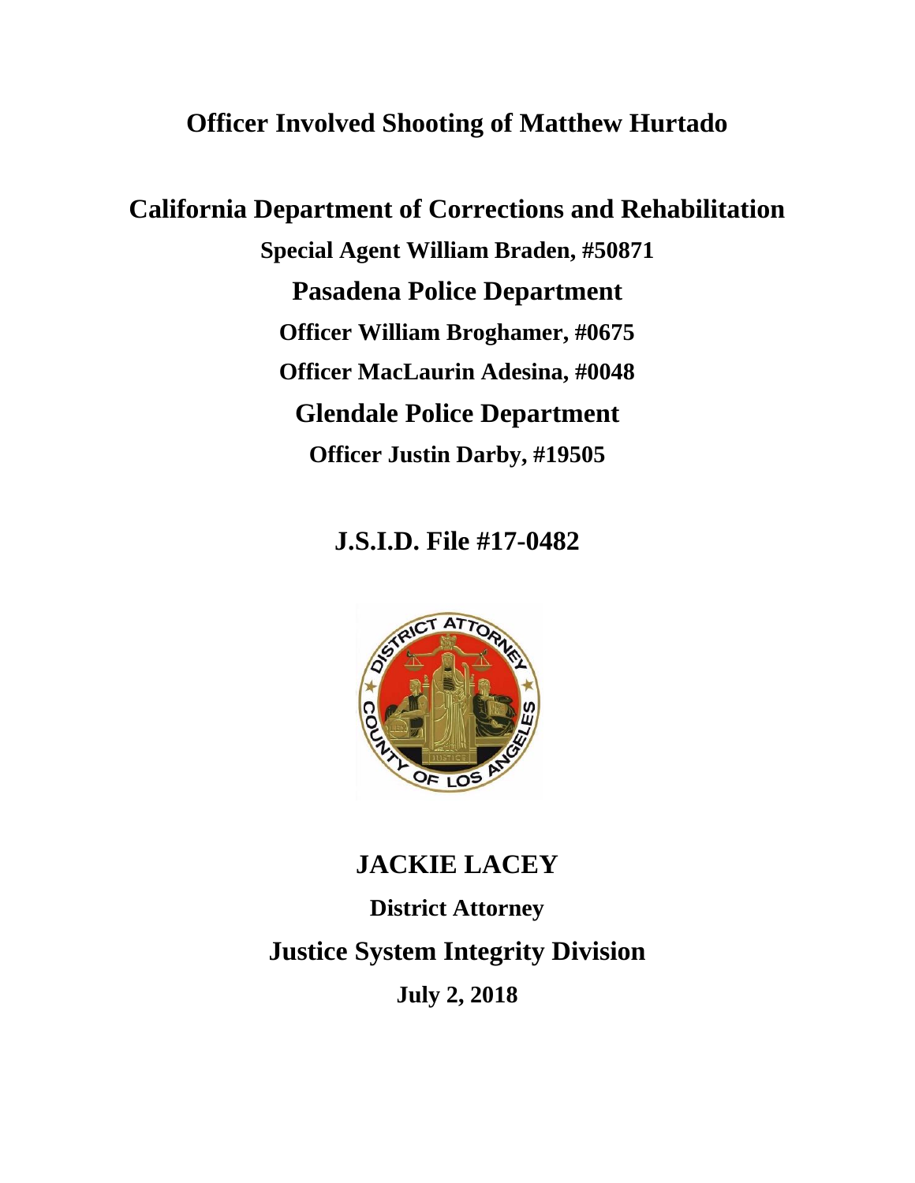# Officer Involved Shooting of Matthew Hurtado

## California Department of Corrections and Rehabilitation

**Special Agent William Braden, #50871**

## Pasadena Police Department

**Officer William Broghamer, #0675**

**Officer MacLaurin Adesina, #0048**

## Glendale Police Department

**Officer Justin Darby, #19505**

## J.S.I.D. File #17-0482

## JACKIE LACEY

**District Attorney**

## Justice System Integrity Division

**July 2, 2018**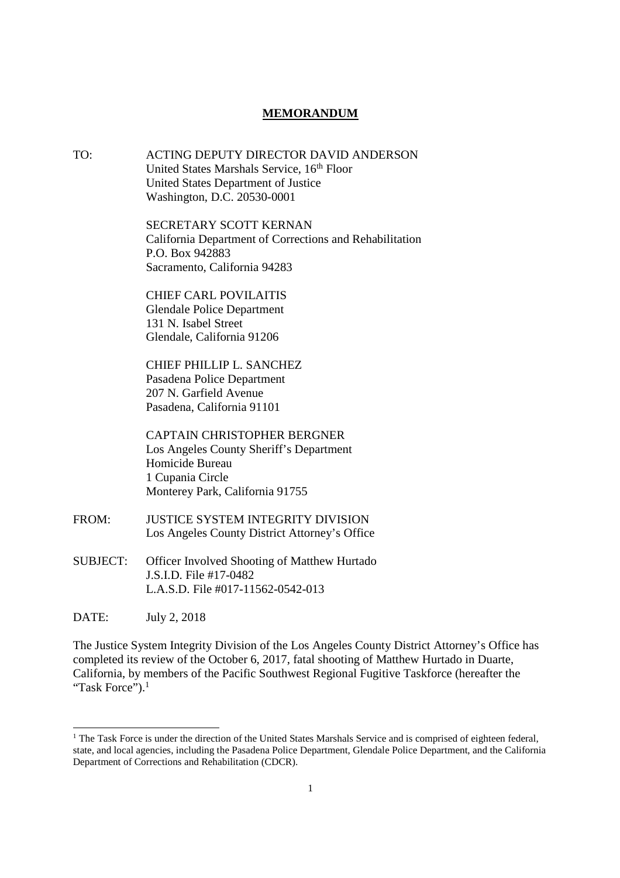**MEMORANDUM**

TO: ACTING DEPUTY DIRECTOR DAVID ANDERSON
United States Marshals Service, 16th Floor
United States Department of Justice
Washington, D.C. 20530-0001

SECRETARY SCOTT KERNAN
California Department of Corrections and Rehabilitation
P.O. Box 942883
Sacramento, California 94283

CHIEF CARL POVILAITIS
Glendale Police Department
131 N. Isabel Street
Glendale, California 91206

CHIEF PHILLIP L. SANCHEZ
Pasadena Police Department
207 N. Garfield Avenue
Pasadena, California 91101

CAPTAIN CHRISTOPHER BERGNER
Los Angeles County Sheriff's Department
Homicide Bureau
1 Cupania Circle
Monterey Park, California 91755

FROM: JUSTICE SYSTEM INTEGRITY DIVISION
Los Angeles County District Attorney's Office

SUBJECT: Officer Involved Shooting of Matthew Hurtado
J.S.I.D. File #17-0482
L.A.S.D. File #017-11562-0542-013

DATE: July 2, 2018

The Justice System Integrity Division of the Los Angeles County District Attorney's Office has completed its review of the October 6, 2017, fatal shooting of Matthew Hurtado in Duarte, California, by members of the Pacific Southwest Regional Fugitive Taskforce (hereafter the "Task Force").[1]

[1] The Task Force is under the direction of the United States Marshals Service and is comprised of eighteen federal, state, and local agencies, including the Pasadena Police Department, Glendale Police Department, and the California Department of Corrections and Rehabilitation (CDCR).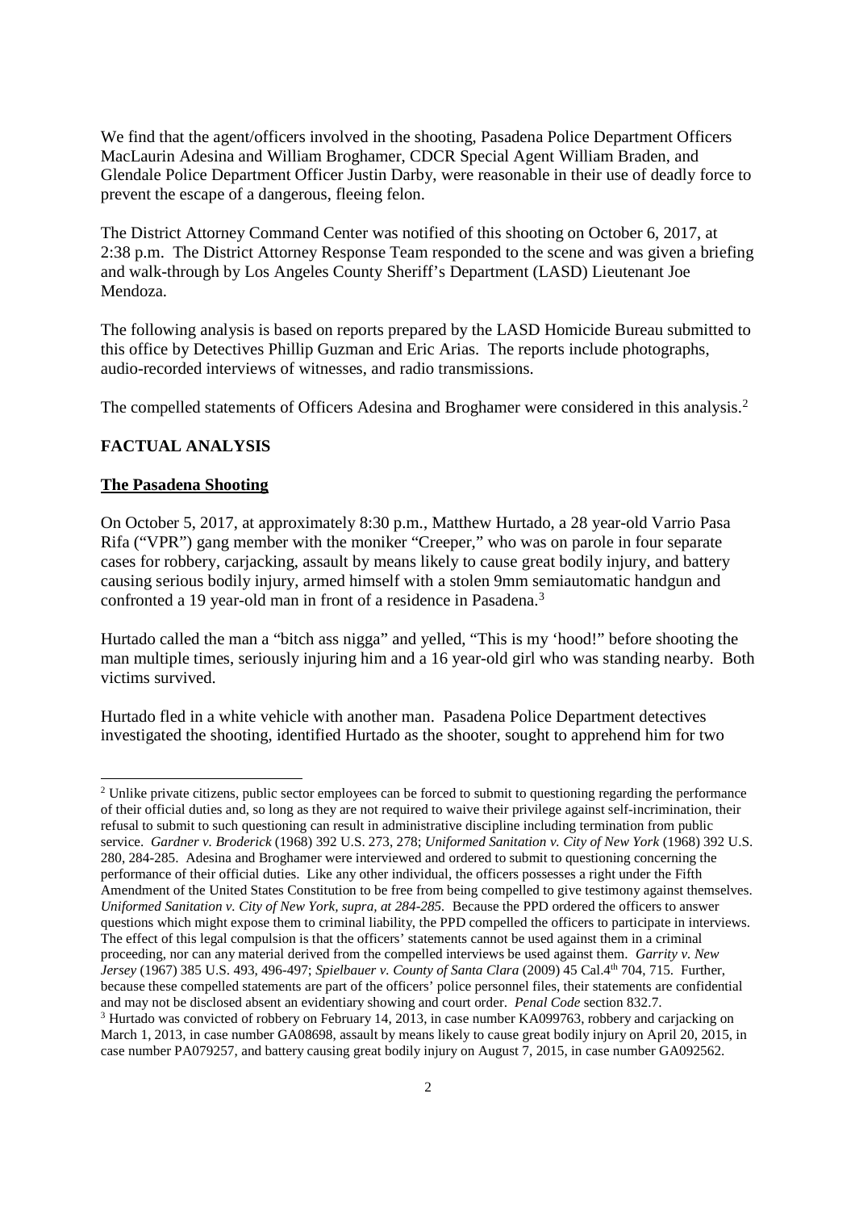We find that the agent/officers involved in the shooting, Pasadena Police Department Officers MacLaurin Adesina and William Broghamer, CDCR Special Agent William Braden, and Glendale Police Department Officer Justin Darby, were reasonable in their use of deadly force to prevent the escape of a dangerous, fleeing felon.

The District Attorney Command Center was notified of this shooting on October 6, 2017, at 2:38 p.m. The District Attorney Response Team responded to the scene and was given a briefing and walk-through by Los Angeles County Sheriff's Department (LASD) Lieutenant Joe Mendoza.

The following analysis is based on reports prepared by the LASD Homicide Bureau submitted to this office by Detectives Phillip Guzman and Eric Arias. The reports include photographs, audio-recorded interviews of witnesses, and radio transmissions.

The compelled statements of Officers Adesina and Broghamer were considered in this analysis.[2]

## FACTUAL ANALYSIS

### The Pasadena Shooting

On October 5, 2017, at approximately 8:30 p.m., Matthew Hurtado, a 28 year-old Varrio Pasa Rifa ("VPR") gang member with the moniker "Creeper," who was on parole in four separate cases for robbery, carjacking, assault by means likely to cause great bodily injury, and battery causing serious bodily injury, armed himself with a stolen 9mm semiautomatic handgun and confronted a 19 year-old man in front of a residence in Pasadena.[3]

Hurtado called the man a "bitch ass nigga" and yelled, "This is my 'hood!" before shooting the man multiple times, seriously injuring him and a 16 year-old girl who was standing nearby. Both victims survived.

Hurtado fled in a white vehicle with another man. Pasadena Police Department detectives investigated the shooting, identified Hurtado as the shooter, sought to apprehend him for two

---

[2] Unlike private citizens, public sector employees can be forced to submit to questioning regarding the performance of their official duties and, so long as they are not required to waive their privilege against self-incrimination, their refusal to submit to such questioning can result in administrative discipline including termination from public service. *Gardner v. Broderick* (1968) 392 U.S. 273, 278; *Uniformed Sanitation v. City of New York* (1968) 392 U.S. 280, 284-285. Adesina and Broghamer were interviewed and ordered to submit to questioning concerning the performance of their official duties. Like any other individual, the officers possesses a right under the Fifth Amendment of the United States Constitution to be free from being compelled to give testimony against themselves. *Uniformed Sanitation v. City of New York, supra, at 284-285.* Because the PPD ordered the officers to answer questions which might expose them to criminal liability, the PPD compelled the officers to participate in interviews. The effect of this legal compulsion is that the officers' statements cannot be used against them in a criminal proceeding, nor can any material derived from the compelled interviews be used against them. *Garrity v. New Jersey* (1967) 385 U.S. 493, 496-497; *Spielbauer v. County of Santa Clara* (2009) 45 Cal.4th 704, 715. Further, because these compelled statements are part of the officers' police personnel files, their statements are confidential and may not be disclosed absent an evidentiary showing and court order. *Penal Code* section 832.7.

[3] Hurtado was convicted of robbery on February 14, 2013, in case number KA099763, robbery and carjacking on March 1, 2013, in case number GA08698, assault by means likely to cause great bodily injury on April 20, 2015, in case number PA079257, and battery causing great bodily injury on August 7, 2015, in case number GA092562.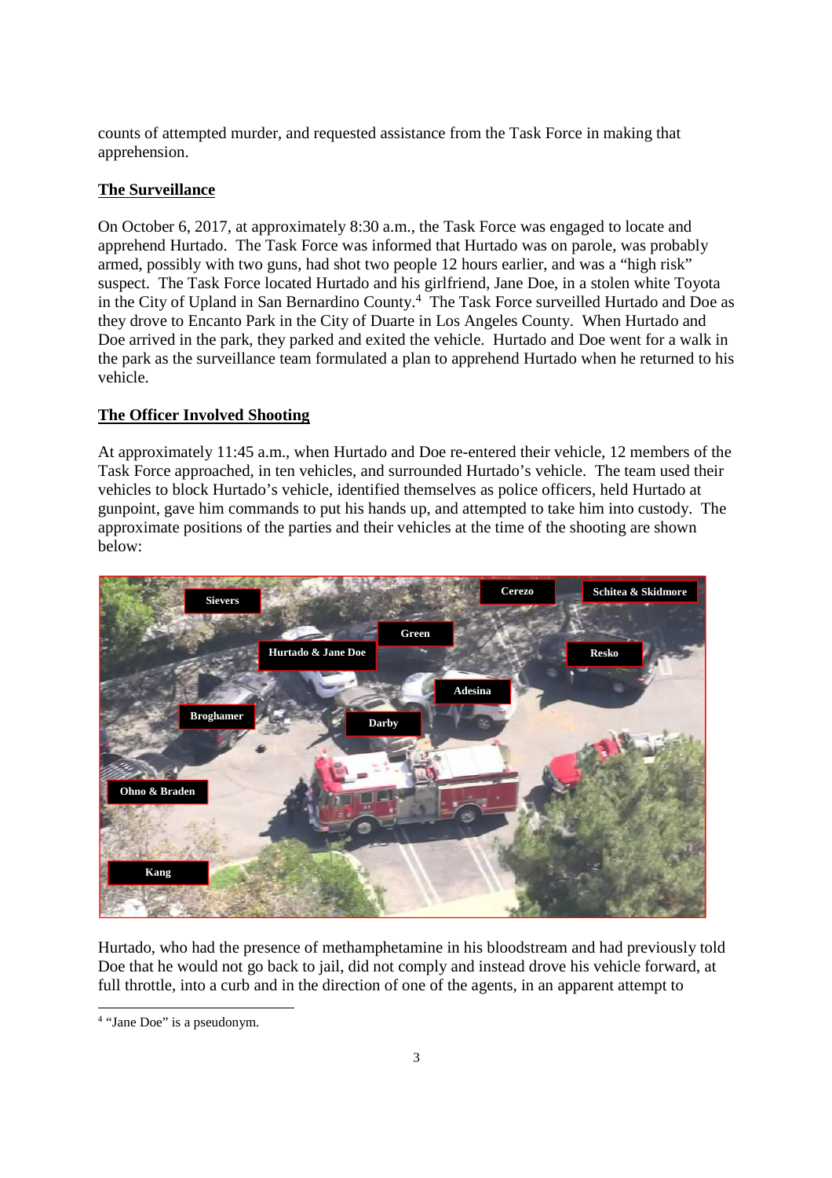counts of attempted murder, and requested assistance from the Task Force in making that apprehension.

## The Surveillance

On October 6, 2017, at approximately 8:30 a.m., the Task Force was engaged to locate and apprehend Hurtado. The Task Force was informed that Hurtado was on parole, was probably armed, possibly with two guns, had shot two people 12 hours earlier, and was a "high risk" suspect. The Task Force located Hurtado and his girlfriend, Jane Doe, in a stolen white Toyota in the City of Upland in San Bernardino County.[4] The Task Force surveilled Hurtado and Doe as they drove to Encanto Park in the City of Duarte in Los Angeles County. When Hurtado and Doe arrived in the park, they parked and exited the vehicle. Hurtado and Doe went for a walk in the park as the surveillance team formulated a plan to apprehend Hurtado when he returned to his vehicle.

## The Officer Involved Shooting

At approximately 11:45 a.m., when Hurtado and Doe re-entered their vehicle, 12 members of the Task Force approached, in ten vehicles, and surrounded Hurtado's vehicle. The team used their vehicles to block Hurtado's vehicle, identified themselves as police officers, held Hurtado at gunpoint, gave him commands to put his hands up, and attempted to take him into custody. The approximate positions of the parties and their vehicles at the time of the shooting are shown below:

Hurtado, who had the presence of methamphetamine in his bloodstream and had previously told Doe that he would not go back to jail, did not comply and instead drove his vehicle forward, at full throttle, into a curb and in the direction of one of the agents, in an apparent attempt to

[4] "Jane Doe" is a pseudonym.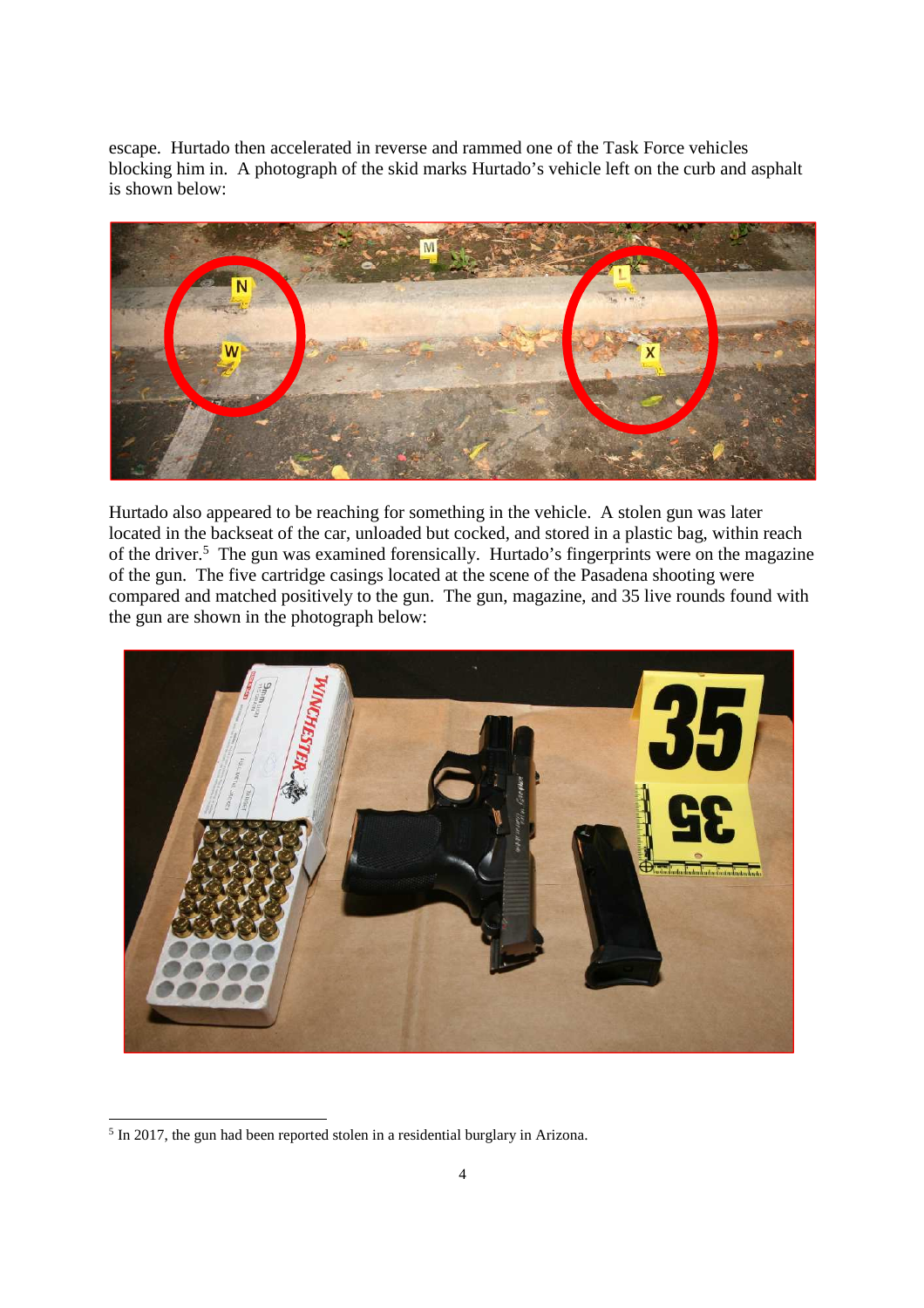escape. Hurtado then accelerated in reverse and rammed one of the Task Force vehicles blocking him in. A photograph of the skid marks Hurtado's vehicle left on the curb and asphalt is shown below:

Hurtado also appeared to be reaching for something in the vehicle. A stolen gun was later located in the backseat of the car, unloaded but cocked, and stored in a plastic bag, within reach of the driver.[5] The gun was examined forensically. Hurtado's fingerprints were on the magazine of the gun. The five cartridge casings located at the scene of the Pasadena shooting were compared and matched positively to the gun. The gun, magazine, and 35 live rounds found with the gun are shown in the photograph below:

[5] In 2017, the gun had been reported stolen in a residential burglary in Arizona.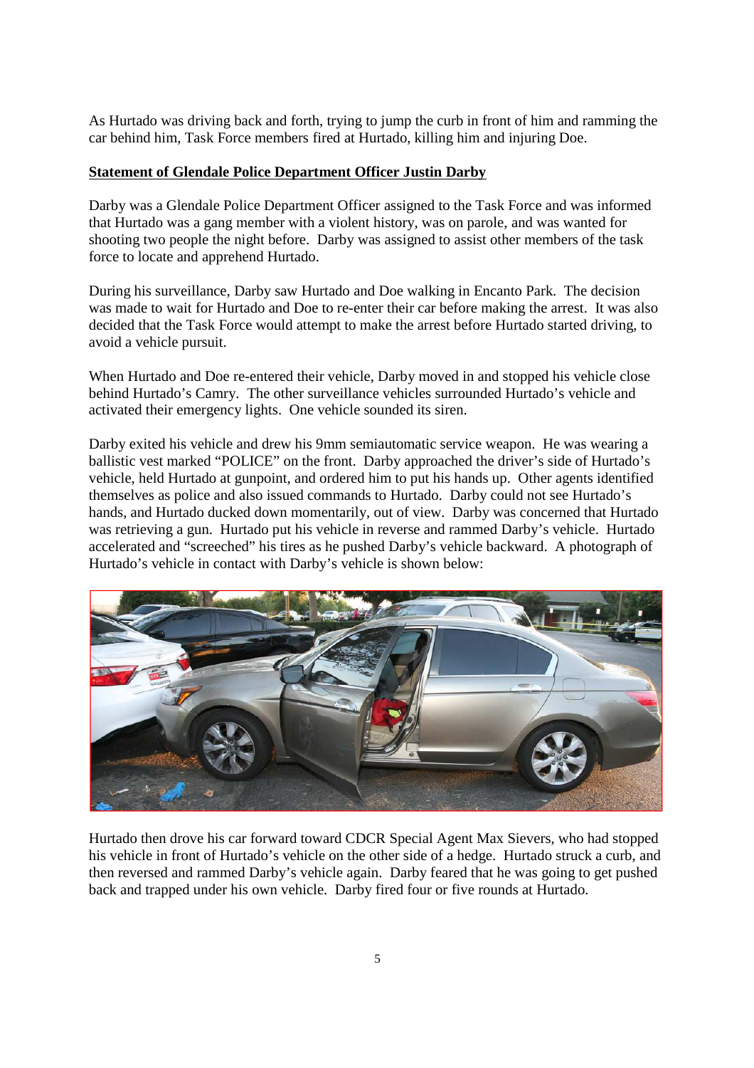As Hurtado was driving back and forth, trying to jump the curb in front of him and ramming the car behind him, Task Force members fired at Hurtado, killing him and injuring Doe.

**Statement of Glendale Police Department Officer Justin Darby**

Darby was a Glendale Police Department Officer assigned to the Task Force and was informed that Hurtado was a gang member with a violent history, was on parole, and was wanted for shooting two people the night before. Darby was assigned to assist other members of the task force to locate and apprehend Hurtado.

During his surveillance, Darby saw Hurtado and Doe walking in Encanto Park. The decision was made to wait for Hurtado and Doe to re-enter their car before making the arrest. It was also decided that the Task Force would attempt to make the arrest before Hurtado started driving, to avoid a vehicle pursuit.

When Hurtado and Doe re-entered their vehicle, Darby moved in and stopped his vehicle close behind Hurtado's Camry. The other surveillance vehicles surrounded Hurtado's vehicle and activated their emergency lights. One vehicle sounded its siren.

Darby exited his vehicle and drew his 9mm semiautomatic service weapon. He was wearing a ballistic vest marked "POLICE" on the front. Darby approached the driver's side of Hurtado's vehicle, held Hurtado at gunpoint, and ordered him to put his hands up. Other agents identified themselves as police and also issued commands to Hurtado. Darby could not see Hurtado's hands, and Hurtado ducked down momentarily, out of view. Darby was concerned that Hurtado was retrieving a gun. Hurtado put his vehicle in reverse and rammed Darby's vehicle. Hurtado accelerated and "screeched" his tires as he pushed Darby's vehicle backward. A photograph of Hurtado's vehicle in contact with Darby's vehicle is shown below:

Hurtado then drove his car forward toward CDCR Special Agent Max Sievers, who had stopped his vehicle in front of Hurtado's vehicle on the other side of a hedge. Hurtado struck a curb, and then reversed and rammed Darby's vehicle again. Darby feared that he was going to get pushed back and trapped under his own vehicle. Darby fired four or five rounds at Hurtado.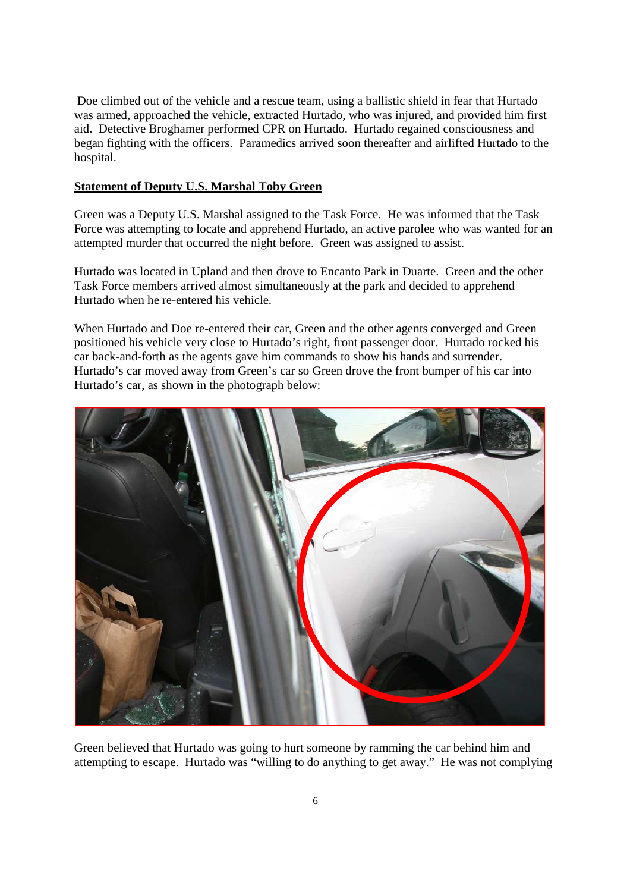Doe climbed out of the vehicle and a rescue team, using a ballistic shield in fear that Hurtado was armed, approached the vehicle, extracted Hurtado, who was injured, and provided him first aid. Detective Broghamer performed CPR on Hurtado. Hurtado regained consciousness and began fighting with the officers. Paramedics arrived soon thereafter and airlifted Hurtado to the hospital.

**Statement of Deputy U.S. Marshal Toby Green**

Green was a Deputy U.S. Marshal assigned to the Task Force. He was informed that the Task Force was attempting to locate and apprehend Hurtado, an active parolee who was wanted for an attempted murder that occurred the night before. Green was assigned to assist.

Hurtado was located in Upland and then drove to Encanto Park in Duarte. Green and the other Task Force members arrived almost simultaneously at the park and decided to apprehend Hurtado when he re-entered his vehicle.

When Hurtado and Doe re-entered their car, Green and the other agents converged and Green positioned his vehicle very close to Hurtado's right, front passenger door. Hurtado rocked his car back-and-forth as the agents gave him commands to show his hands and surrender. Hurtado's car moved away from Green's car so Green drove the front bumper of his car into Hurtado's car, as shown in the photograph below:

Green believed that Hurtado was going to hurt someone by ramming the car behind him and attempting to escape. Hurtado was "willing to do anything to get away." He was not complying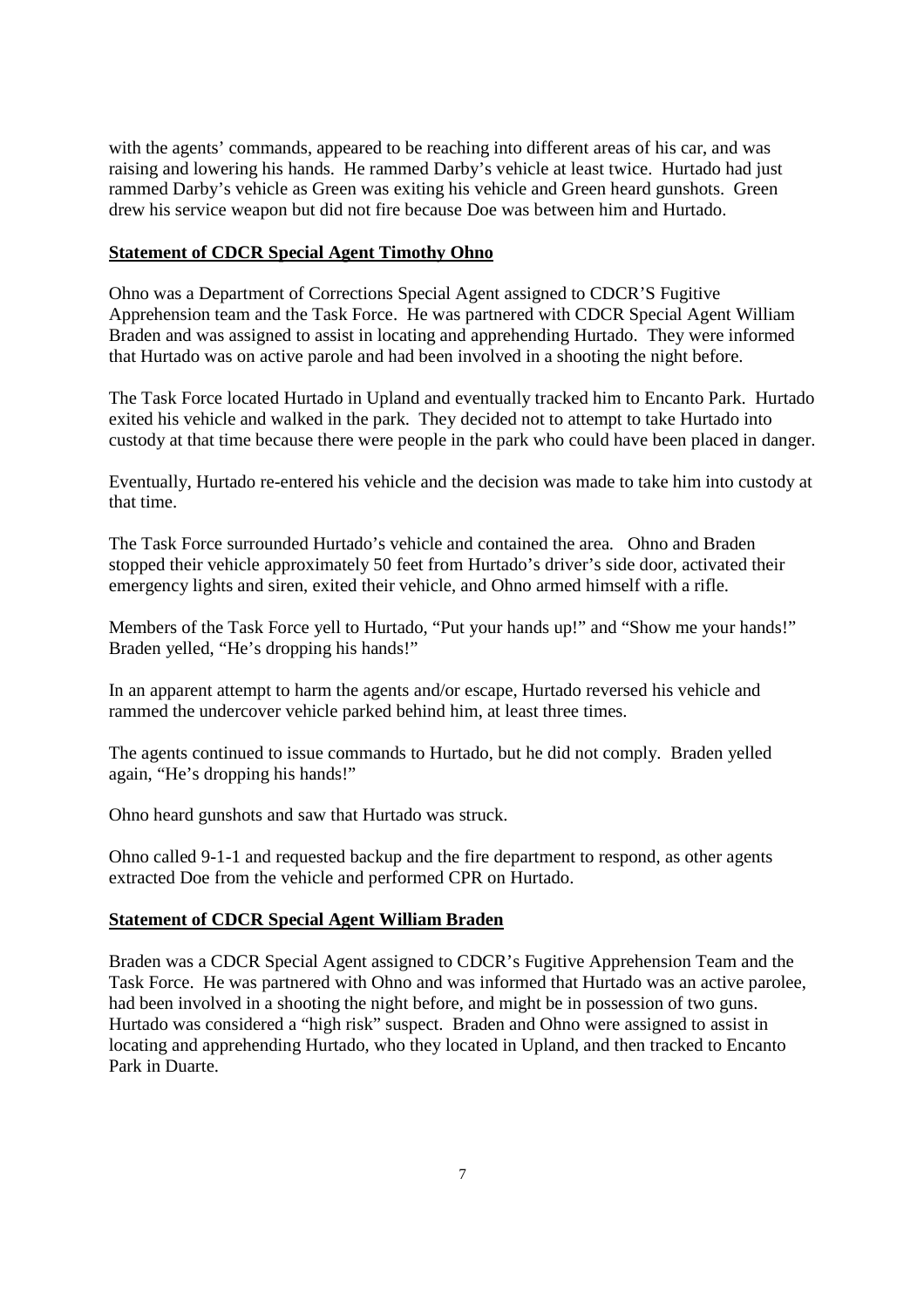with the agents' commands, appeared to be reaching into different areas of his car, and was raising and lowering his hands. He rammed Darby's vehicle at least twice. Hurtado had just rammed Darby's vehicle as Green was exiting his vehicle and Green heard gunshots. Green drew his service weapon but did not fire because Doe was between him and Hurtado.

**Statement of CDCR Special Agent Timothy Ohno**

Ohno was a Department of Corrections Special Agent assigned to CDCR'S Fugitive Apprehension team and the Task Force. He was partnered with CDCR Special Agent William Braden and was assigned to assist in locating and apprehending Hurtado. They were informed that Hurtado was on active parole and had been involved in a shooting the night before.

The Task Force located Hurtado in Upland and eventually tracked him to Encanto Park. Hurtado exited his vehicle and walked in the park. They decided not to attempt to take Hurtado into custody at that time because there were people in the park who could have been placed in danger.

Eventually, Hurtado re-entered his vehicle and the decision was made to take him into custody at that time.

The Task Force surrounded Hurtado's vehicle and contained the area. Ohno and Braden stopped their vehicle approximately 50 feet from Hurtado's driver's side door, activated their emergency lights and siren, exited their vehicle, and Ohno armed himself with a rifle.

Members of the Task Force yell to Hurtado, "Put your hands up!" and "Show me your hands!" Braden yelled, "He's dropping his hands!"

In an apparent attempt to harm the agents and/or escape, Hurtado reversed his vehicle and rammed the undercover vehicle parked behind him, at least three times.

The agents continued to issue commands to Hurtado, but he did not comply. Braden yelled again, "He's dropping his hands!"

Ohno heard gunshots and saw that Hurtado was struck.

Ohno called 9-1-1 and requested backup and the fire department to respond, as other agents extracted Doe from the vehicle and performed CPR on Hurtado.

**Statement of CDCR Special Agent William Braden**

Braden was a CDCR Special Agent assigned to CDCR's Fugitive Apprehension Team and the Task Force. He was partnered with Ohno and was informed that Hurtado was an active parolee, had been involved in a shooting the night before, and might be in possession of two guns. Hurtado was considered a "high risk" suspect. Braden and Ohno were assigned to assist in locating and apprehending Hurtado, who they located in Upland, and then tracked to Encanto Park in Duarte.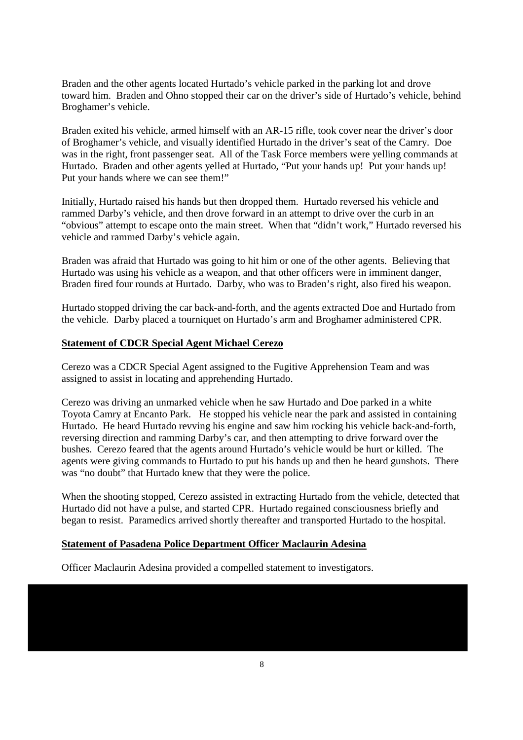Braden and the other agents located Hurtado's vehicle parked in the parking lot and drove toward him. Braden and Ohno stopped their car on the driver's side of Hurtado's vehicle, behind Broghamer's vehicle.

Braden exited his vehicle, armed himself with an AR-15 rifle, took cover near the driver's door of Broghamer's vehicle, and visually identified Hurtado in the driver's seat of the Camry. Doe was in the right, front passenger seat. All of the Task Force members were yelling commands at Hurtado. Braden and other agents yelled at Hurtado, "Put your hands up! Put your hands up! Put your hands where we can see them!"

Initially, Hurtado raised his hands but then dropped them. Hurtado reversed his vehicle and rammed Darby's vehicle, and then drove forward in an attempt to drive over the curb in an "obvious" attempt to escape onto the main street. When that "didn't work," Hurtado reversed his vehicle and rammed Darby's vehicle again.

Braden was afraid that Hurtado was going to hit him or one of the other agents. Believing that Hurtado was using his vehicle as a weapon, and that other officers were in imminent danger, Braden fired four rounds at Hurtado. Darby, who was to Braden's right, also fired his weapon.

Hurtado stopped driving the car back-and-forth, and the agents extracted Doe and Hurtado from the vehicle. Darby placed a tourniquet on Hurtado's arm and Broghamer administered CPR.

**Statement of CDCR Special Agent Michael Cerezo**

Cerezo was a CDCR Special Agent assigned to the Fugitive Apprehension Team and was assigned to assist in locating and apprehending Hurtado.

Cerezo was driving an unmarked vehicle when he saw Hurtado and Doe parked in a white Toyota Camry at Encanto Park. He stopped his vehicle near the park and assisted in containing Hurtado. He heard Hurtado revving his engine and saw him rocking his vehicle back-and-forth, reversing direction and ramming Darby's car, and then attempting to drive forward over the bushes. Cerezo feared that the agents around Hurtado's vehicle would be hurt or killed. The agents were giving commands to Hurtado to put his hands up and then he heard gunshots. There was "no doubt" that Hurtado knew that they were the police.

When the shooting stopped, Cerezo assisted in extracting Hurtado from the vehicle, detected that Hurtado did not have a pulse, and started CPR. Hurtado regained consciousness briefly and began to resist. Paramedics arrived shortly thereafter and transported Hurtado to the hospital.

**Statement of Pasadena Police Department Officer Maclaurin Adesina**

Officer Maclaurin Adesina provided a compelled statement to investigators.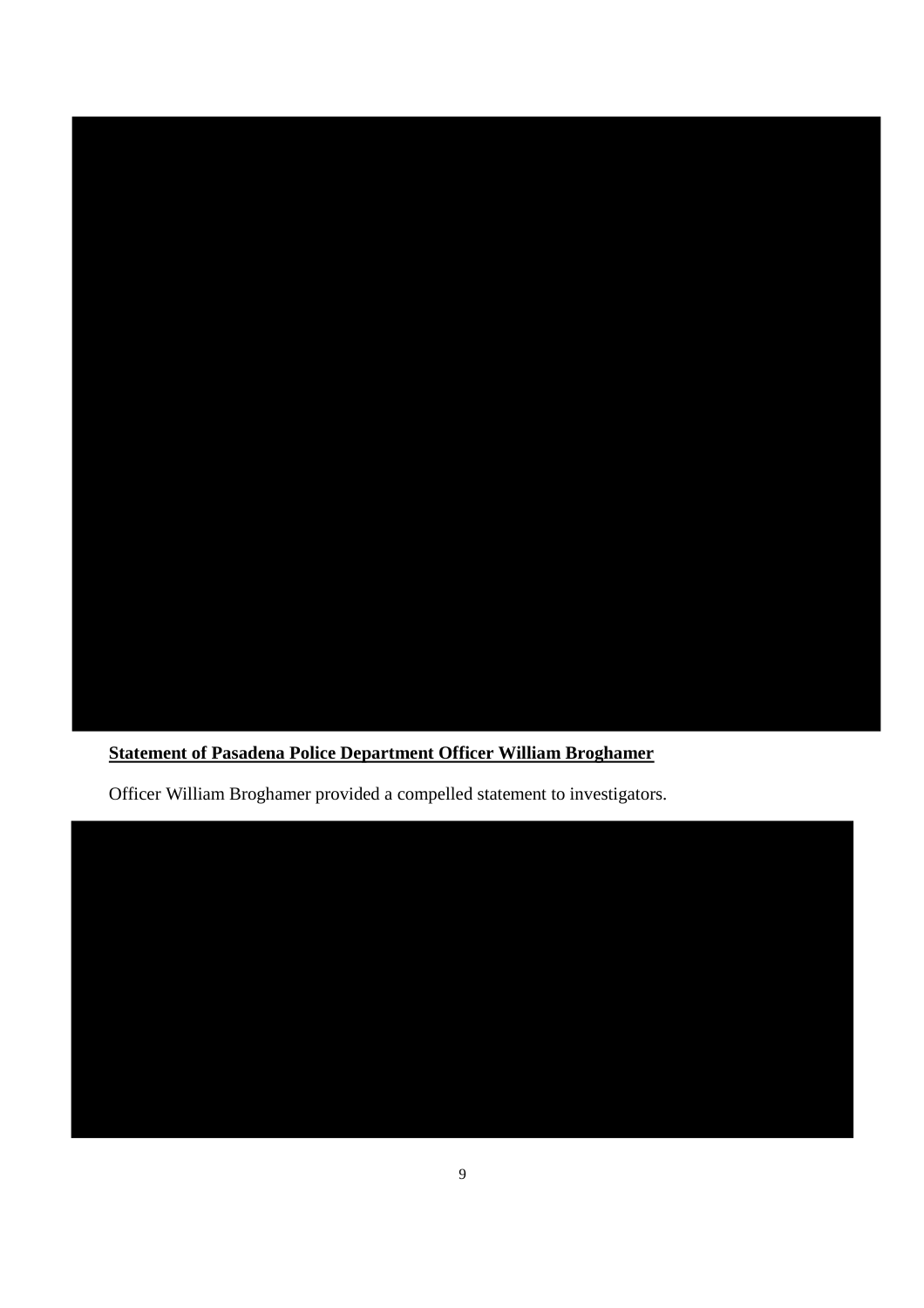**Statement of Pasadena Police Department Officer William Broghamer**

Officer William Broghamer provided a compelled statement to investigators.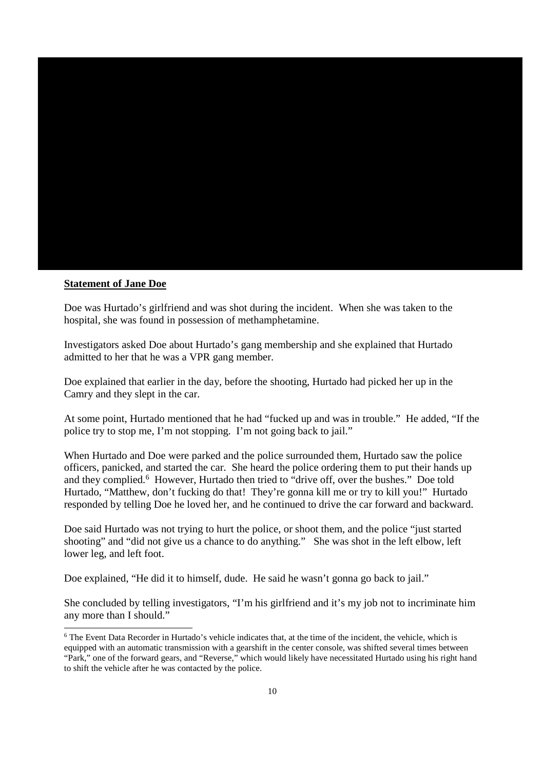**Statement of Jane Doe**

Doe was Hurtado's girlfriend and was shot during the incident. When she was taken to the hospital, she was found in possession of methamphetamine.

Investigators asked Doe about Hurtado's gang membership and she explained that Hurtado admitted to her that he was a VPR gang member.

Doe explained that earlier in the day, before the shooting, Hurtado had picked her up in the Camry and they slept in the car.

At some point, Hurtado mentioned that he had "fucked up and was in trouble." He added, "If the police try to stop me, I'm not stopping. I'm not going back to jail."

When Hurtado and Doe were parked and the police surrounded them, Hurtado saw the police officers, panicked, and started the car. She heard the police ordering them to put their hands up and they complied.[6] However, Hurtado then tried to "drive off, over the bushes." Doe told Hurtado, "Matthew, don't fucking do that! They're gonna kill me or try to kill you!" Hurtado responded by telling Doe he loved her, and he continued to drive the car forward and backward.

Doe said Hurtado was not trying to hurt the police, or shoot them, and the police "just started shooting" and "did not give us a chance to do anything." She was shot in the left elbow, left lower leg, and left foot.

Doe explained, "He did it to himself, dude. He said he wasn't gonna go back to jail."

She concluded by telling investigators, "I'm his girlfriend and it's my job not to incriminate him any more than I should."

---

[6] The Event Data Recorder in Hurtado's vehicle indicates that, at the time of the incident, the vehicle, which is equipped with an automatic transmission with a gearshift in the center console, was shifted several times between "Park," one of the forward gears, and "Reverse," which would likely have necessitated Hurtado using his right hand to shift the vehicle after he was contacted by the police.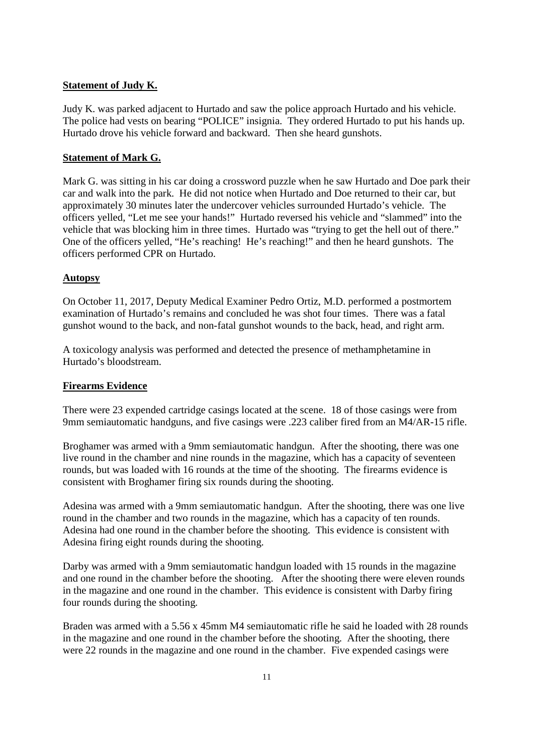**Statement of Judy K.**

Judy K. was parked adjacent to Hurtado and saw the police approach Hurtado and his vehicle. The police had vests on bearing "POLICE" insignia. They ordered Hurtado to put his hands up. Hurtado drove his vehicle forward and backward. Then she heard gunshots.

**Statement of Mark G.**

Mark G. was sitting in his car doing a crossword puzzle when he saw Hurtado and Doe park their car and walk into the park. He did not notice when Hurtado and Doe returned to their car, but approximately 30 minutes later the undercover vehicles surrounded Hurtado's vehicle. The officers yelled, "Let me see your hands!" Hurtado reversed his vehicle and "slammed" into the vehicle that was blocking him in three times. Hurtado was "trying to get the hell out of there." One of the officers yelled, "He's reaching! He's reaching!" and then he heard gunshots. The officers performed CPR on Hurtado.

**Autopsy**

On October 11, 2017, Deputy Medical Examiner Pedro Ortiz, M.D. performed a postmortem examination of Hurtado's remains and concluded he was shot four times. There was a fatal gunshot wound to the back, and non-fatal gunshot wounds to the back, head, and right arm.

A toxicology analysis was performed and detected the presence of methamphetamine in Hurtado's bloodstream.

**Firearms Evidence**

There were 23 expended cartridge casings located at the scene. 18 of those casings were from 9mm semiautomatic handguns, and five casings were .223 caliber fired from an M4/AR-15 rifle.

Broghamer was armed with a 9mm semiautomatic handgun. After the shooting, there was one live round in the chamber and nine rounds in the magazine, which has a capacity of seventeen rounds, but was loaded with 16 rounds at the time of the shooting. The firearms evidence is consistent with Broghamer firing six rounds during the shooting.

Adesina was armed with a 9mm semiautomatic handgun. After the shooting, there was one live round in the chamber and two rounds in the magazine, which has a capacity of ten rounds. Adesina had one round in the chamber before the shooting. This evidence is consistent with Adesina firing eight rounds during the shooting.

Darby was armed with a 9mm semiautomatic handgun loaded with 15 rounds in the magazine and one round in the chamber before the shooting. After the shooting there were eleven rounds in the magazine and one round in the chamber. This evidence is consistent with Darby firing four rounds during the shooting.

Braden was armed with a 5.56 x 45mm M4 semiautomatic rifle he said he loaded with 28 rounds in the magazine and one round in the chamber before the shooting. After the shooting, there were 22 rounds in the magazine and one round in the chamber. Five expended casings were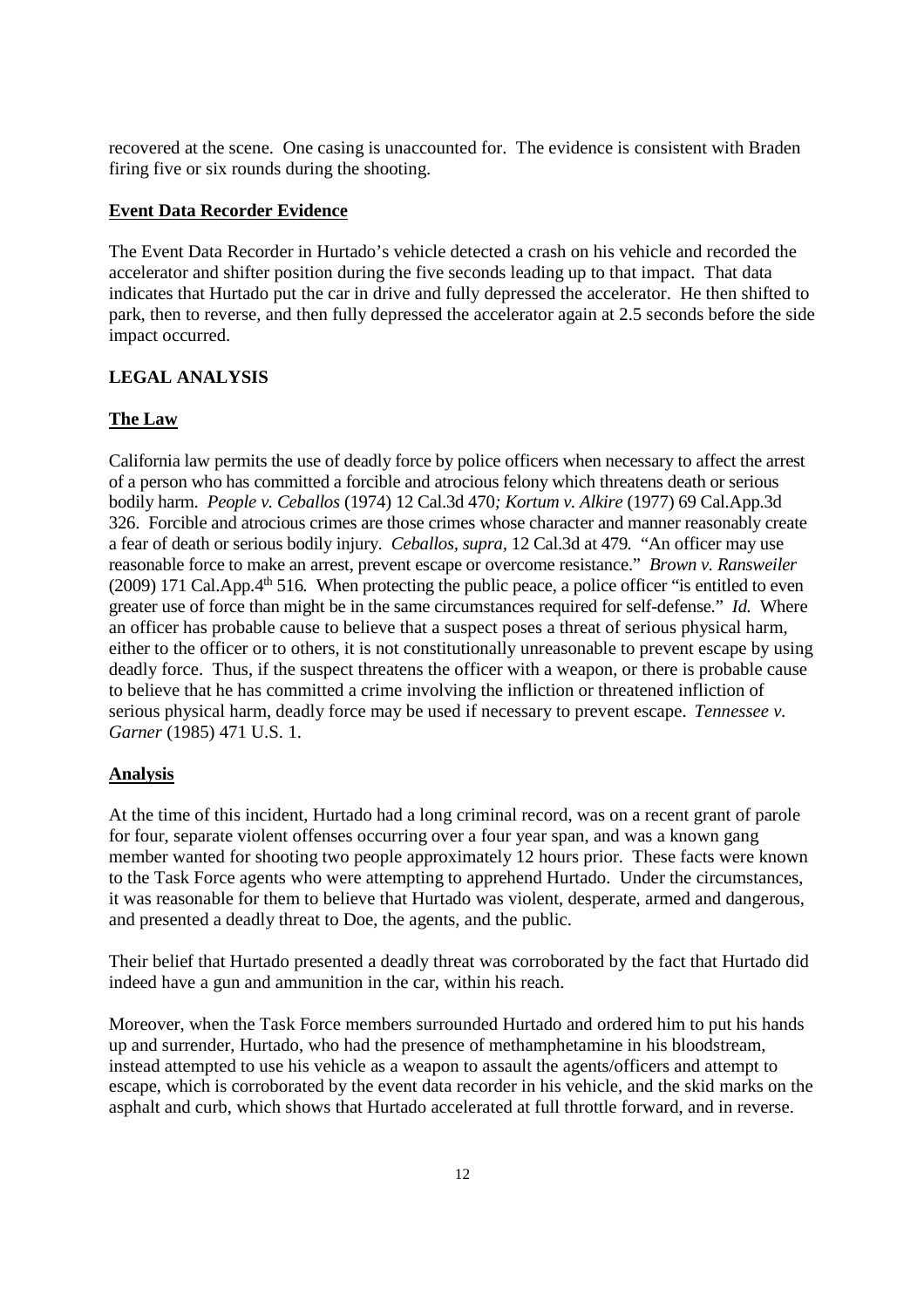recovered at the scene. One casing is unaccounted for. The evidence is consistent with Braden firing five or six rounds during the shooting.

**Event Data Recorder Evidence**

The Event Data Recorder in Hurtado's vehicle detected a crash on his vehicle and recorded the accelerator and shifter position during the five seconds leading up to that impact. That data indicates that Hurtado put the car in drive and fully depressed the accelerator. He then shifted to park, then to reverse, and then fully depressed the accelerator again at 2.5 seconds before the side impact occurred.

## LEGAL ANALYSIS

**The Law**

California law permits the use of deadly force by police officers when necessary to affect the arrest of a person who has committed a forcible and atrocious felony which threatens death or serious bodily harm. *People v. Ceballos* (1974) 12 Cal.3d 470*; Kortum v. Alkire* (1977) 69 Cal.App.3d 326. Forcible and atrocious crimes are those crimes whose character and manner reasonably create a fear of death or serious bodily injury. *Ceballos, supra*, 12 Cal.3d at 479. "An officer may use reasonable force to make an arrest, prevent escape or overcome resistance." *Brown v. Ransweiler* (2009) 171 Cal.App.4th 516. When protecting the public peace, a police officer "is entitled to even greater use of force than might be in the same circumstances required for self-defense." *Id.* Where an officer has probable cause to believe that a suspect poses a threat of serious physical harm, either to the officer or to others, it is not constitutionally unreasonable to prevent escape by using deadly force. Thus, if the suspect threatens the officer with a weapon, or there is probable cause to believe that he has committed a crime involving the infliction or threatened infliction of serious physical harm, deadly force may be used if necessary to prevent escape. *Tennessee v. Garner* (1985) 471 U.S. 1.

**Analysis**

At the time of this incident, Hurtado had a long criminal record, was on a recent grant of parole for four, separate violent offenses occurring over a four year span, and was a known gang member wanted for shooting two people approximately 12 hours prior. These facts were known to the Task Force agents who were attempting to apprehend Hurtado. Under the circumstances, it was reasonable for them to believe that Hurtado was violent, desperate, armed and dangerous, and presented a deadly threat to Doe, the agents, and the public.

Their belief that Hurtado presented a deadly threat was corroborated by the fact that Hurtado did indeed have a gun and ammunition in the car, within his reach.

Moreover, when the Task Force members surrounded Hurtado and ordered him to put his hands up and surrender, Hurtado, who had the presence of methamphetamine in his bloodstream, instead attempted to use his vehicle as a weapon to assault the agents/officers and attempt to escape, which is corroborated by the event data recorder in his vehicle, and the skid marks on the asphalt and curb, which shows that Hurtado accelerated at full throttle forward, and in reverse.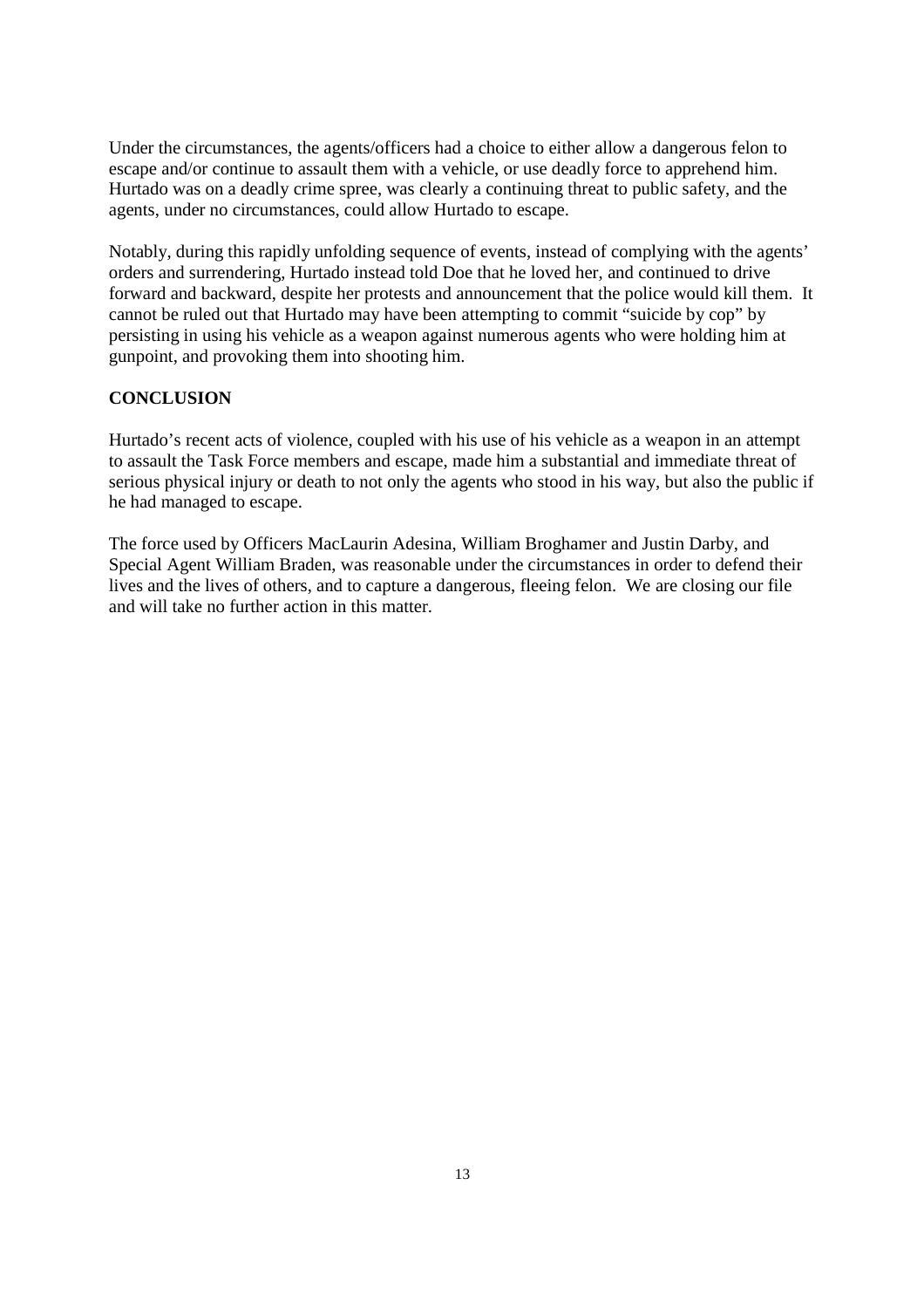Under the circumstances, the agents/officers had a choice to either allow a dangerous felon to escape and/or continue to assault them with a vehicle, or use deadly force to apprehend him. Hurtado was on a deadly crime spree, was clearly a continuing threat to public safety, and the agents, under no circumstances, could allow Hurtado to escape.

Notably, during this rapidly unfolding sequence of events, instead of complying with the agents' orders and surrendering, Hurtado instead told Doe that he loved her, and continued to drive forward and backward, despite her protests and announcement that the police would kill them. It cannot be ruled out that Hurtado may have been attempting to commit "suicide by cop" by persisting in using his vehicle as a weapon against numerous agents who were holding him at gunpoint, and provoking them into shooting him.

**CONCLUSION**

Hurtado's recent acts of violence, coupled with his use of his vehicle as a weapon in an attempt to assault the Task Force members and escape, made him a substantial and immediate threat of serious physical injury or death to not only the agents who stood in his way, but also the public if he had managed to escape.

The force used by Officers MacLaurin Adesina, William Broghamer and Justin Darby, and Special Agent William Braden, was reasonable under the circumstances in order to defend their lives and the lives of others, and to capture a dangerous, fleeing felon. We are closing our file and will take no further action in this matter.